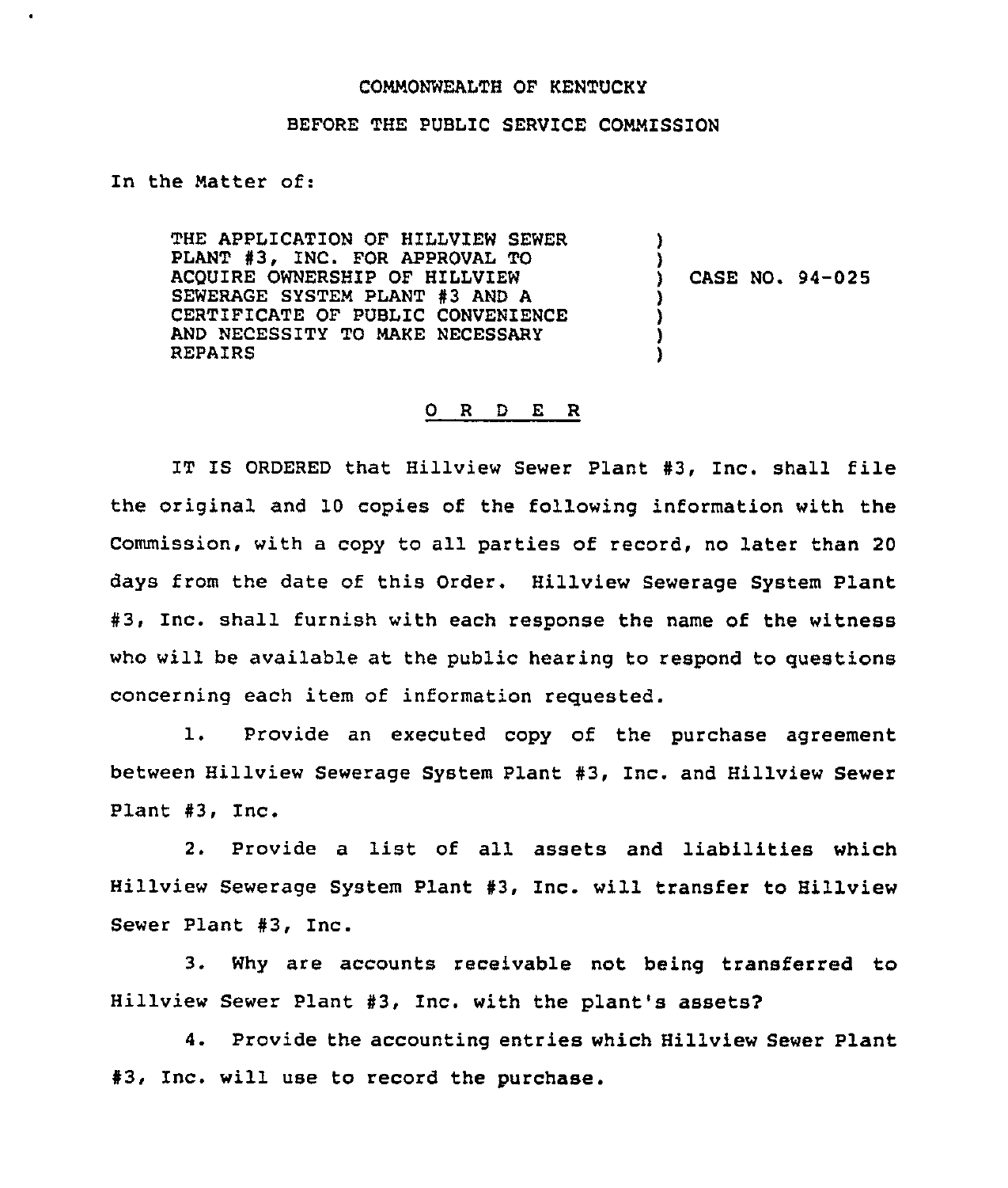COMMONWEALTH OF KENTUCKY

BEFORE THE PUBLIC SERVICE COMMISSION

In the Matter of:

| | | |
|---|---|---|
| THE APPLICATION OF HILLVIEW SEWER PLANT #3, INC. FOR APPROVAL TO ACQUIRE OWNERSHIP OF HILLVIEW SEWERAGE SYSTEM PLANT #3 AND A CERTIFICATE OF PUBLIC CONVENIENCE AND NECESSITY TO MAKE NECESSARY REPAIRS | ) | CASE NO. 94-025 |

## O R D E R

IT IS ORDERED that Hillview Sewer Plant #3, Inc. shall file the original and 10 copies of the following information with the Commission, with a copy to all parties of record, no later than 20 days from the date of this Order. Hillview Sewerage System Plant #3, Inc. shall furnish with each response the name of the witness who will be available at the public hearing to respond to questions concerning each item of information requested.

1. Provide an executed copy of the purchase agreement between Hillview Sewerage System Plant #3, Inc. and Hillview Sewer Plant #3, Inc.

2. Provide a list of all assets and liabilities which Hillview Sewerage System Plant #3, Inc. will transfer to Hillview Sewer Plant #3, Inc.

3. Why are accounts receivable not being transferred to Hillview Sewer Plant #3, Inc. with the plant's assets?

4. Provide the accounting entries which Hillview Sewer Plant #3, Inc. will use to record the purchase.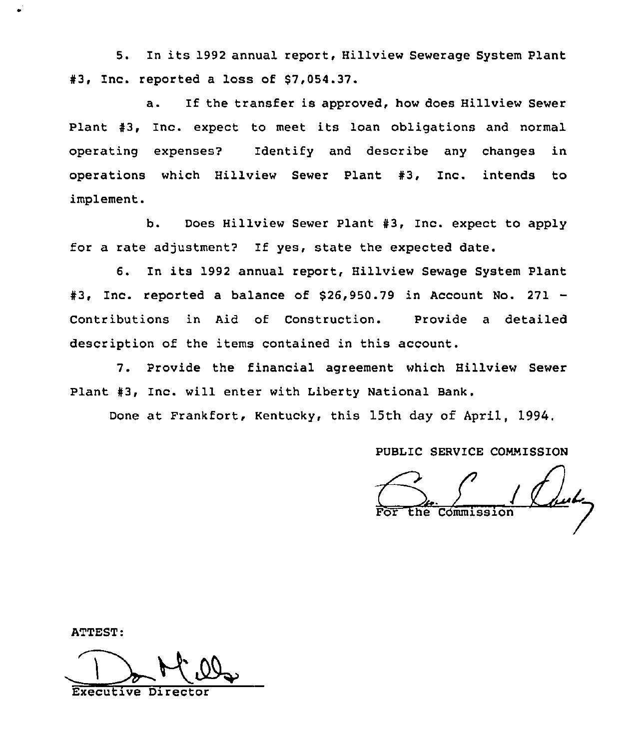5. In its 1992 annual report, Hillview Sewerage System Plant #3, Inc. reported a loss of $7,054.37.

a. If the transfer is approved, how does Hillview Sewer Plant #3, Inc. expect to meet its loan obligations and normal operating expenses? Identify and describe any changes in operations which Hillview Sewer Plant #3, Inc. intends to implement.

b. Does Hillview Sewer Plant #3, Inc. expect to apply for a rate adjustment? If yes, state the expected date.

6. In its 1992 annual report, Hillview Sewage System Plant #3, Inc. reported a balance of $26,950.79 in Account No. 271 - Contributions in Aid of Construction. Provide a detailed description of the items contained in this account.

7. Provide the financial agreement which Hillview Sewer Plant #3, Inc. will enter with Liberty National Bank.

Done at Frankfort, Kentucky, this 15th day of April, 1994.

PUBLIC SERVICE COMMISSION

For the Commission

ATTEST:

Executive Director